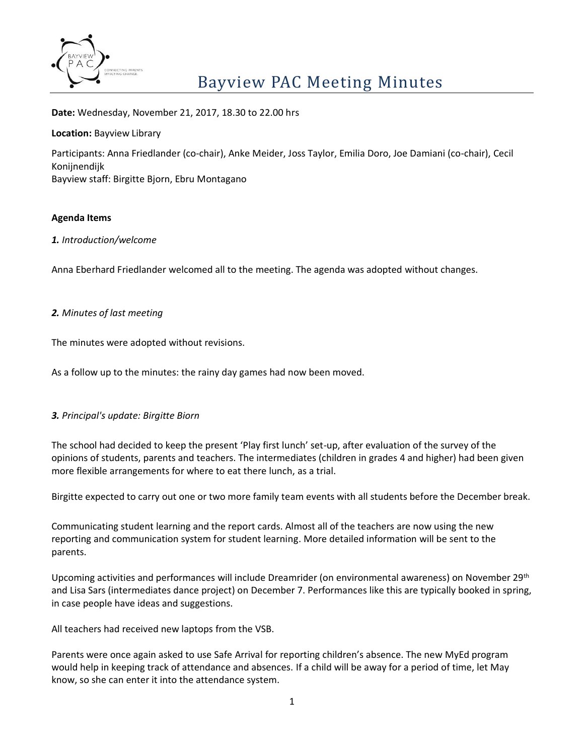# Bayview PAC Meeting Minutes

**Date:** Wednesday, November 21, 2017, 18.30 to 22.00 hrs

**Location:** Bayview Library

Participants: Anna Friedlander (co-chair), Anke Meider, Joss Taylor, Emilia Doro, Joe Damiani (co-chair), Cecil Konijnendijk
Bayview staff: Birgitte Bjorn, Ebru Montagano

**Agenda Items**

***1.*** *Introduction/welcome*

Anna Eberhard Friedlander welcomed all to the meeting. The agenda was adopted without changes.

***2.*** *Minutes of last meeting*

The minutes were adopted without revisions.

As a follow up to the minutes: the rainy day games had now been moved.

***3.*** *Principal's update: Birgitte Biorn*

The school had decided to keep the present 'Play first lunch' set-up, after evaluation of the survey of the opinions of students, parents and teachers. The intermediates (children in grades 4 and higher) had been given more flexible arrangements for where to eat there lunch, as a trial.

Birgitte expected to carry out one or two more family team events with all students before the December break.

Communicating student learning and the report cards. Almost all of the teachers are now using the new reporting and communication system for student learning. More detailed information will be sent to the parents.

Upcoming activities and performances will include Dreamrider (on environmental awareness) on November 29th and Lisa Sars (intermediates dance project) on December 7. Performances like this are typically booked in spring, in case people have ideas and suggestions.

All teachers had received new laptops from the VSB.

Parents were once again asked to use Safe Arrival for reporting children's absence. The new MyEd program would help in keeping track of attendance and absences. If a child will be away for a period of time, let May know, so she can enter it into the attendance system.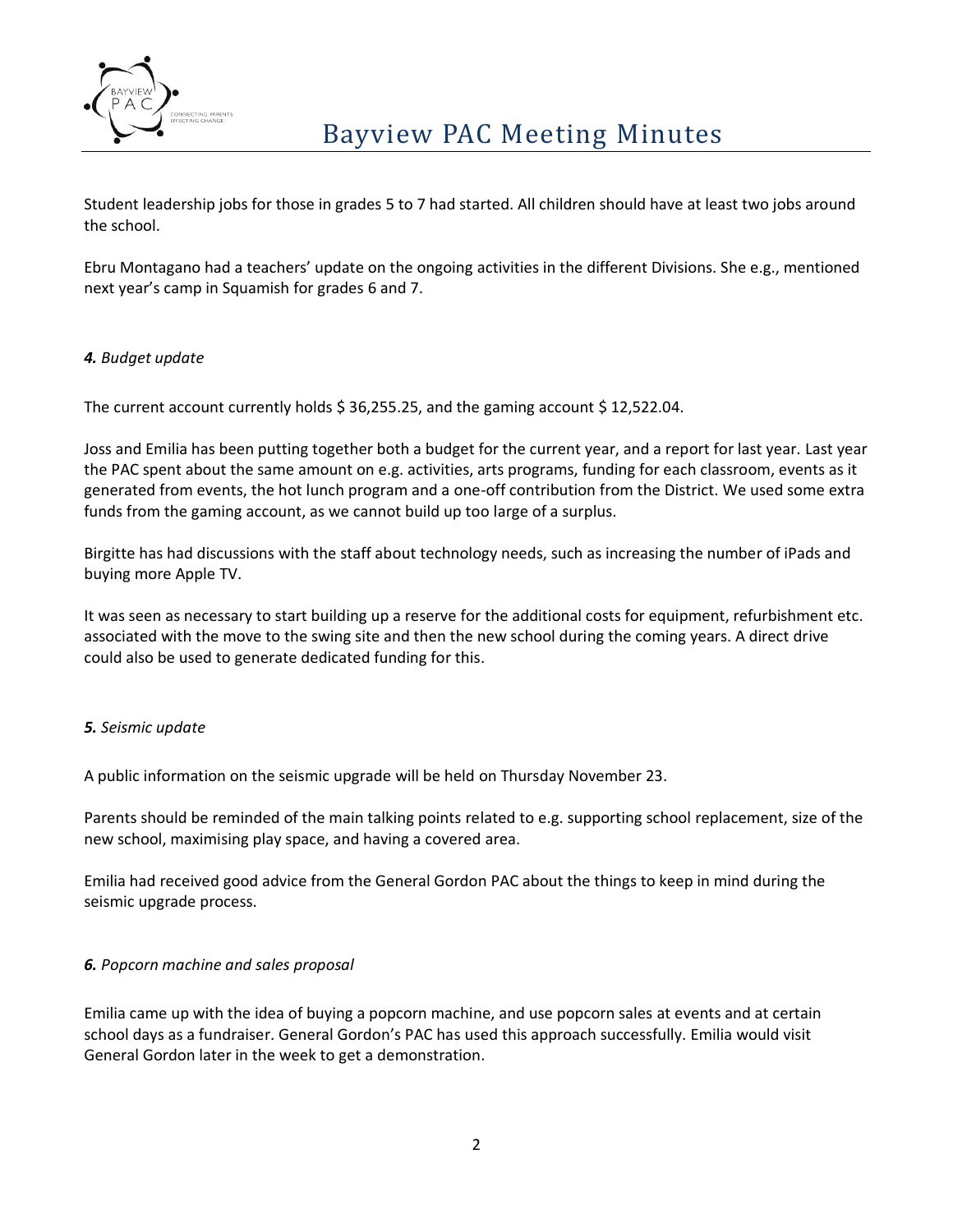Student leadership jobs for those in grades 5 to 7 had started. All children should have at least two jobs around the school.

Ebru Montagano had a teachers' update on the ongoing activities in the different Divisions. She e.g., mentioned next year's camp in Squamish for grades 6 and 7.

### ***4.*** *Budget update*

The current account currently holds $ 36,255.25, and the gaming account $ 12,522.04.

Joss and Emilia has been putting together both a budget for the current year, and a report for last year. Last year the PAC spent about the same amount on e.g. activities, arts programs, funding for each classroom, events as it generated from events, the hot lunch program and a one-off contribution from the District. We used some extra funds from the gaming account, as we cannot build up too large of a surplus.

Birgitte has had discussions with the staff about technology needs, such as increasing the number of iPads and buying more Apple TV.

It was seen as necessary to start building up a reserve for the additional costs for equipment, refurbishment etc. associated with the move to the swing site and then the new school during the coming years. A direct drive could also be used to generate dedicated funding for this.

### ***5.*** *Seismic update*

A public information on the seismic upgrade will be held on Thursday November 23.

Parents should be reminded of the main talking points related to e.g. supporting school replacement, size of the new school, maximising play space, and having a covered area.

Emilia had received good advice from the General Gordon PAC about the things to keep in mind during the seismic upgrade process.

### ***6.*** *Popcorn machine and sales proposal*

Emilia came up with the idea of buying a popcorn machine, and use popcorn sales at events and at certain school days as a fundraiser. General Gordon's PAC has used this approach successfully. Emilia would visit General Gordon later in the week to get a demonstration.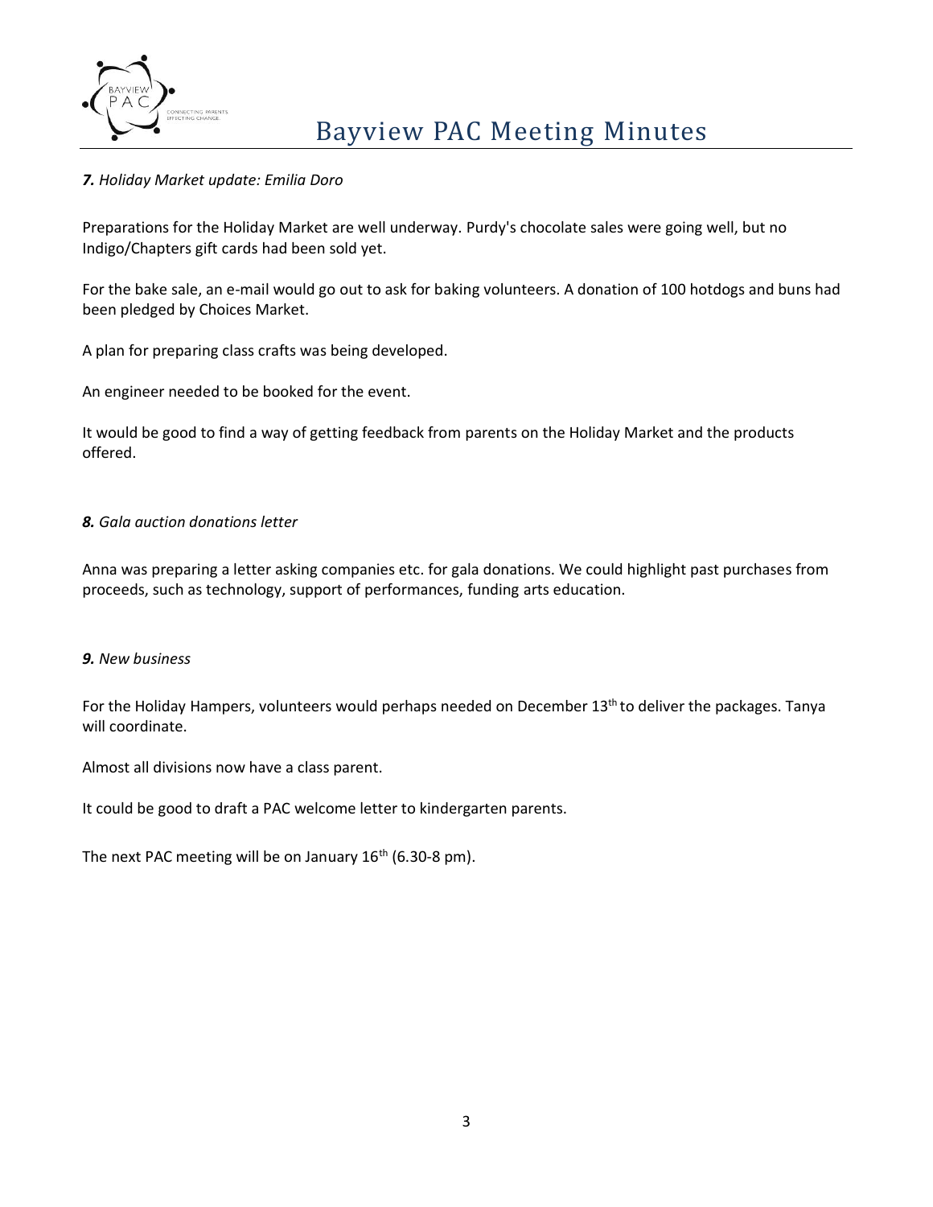*7. Holiday Market update: Emilia Doro*

Preparations for the Holiday Market are well underway. Purdy's chocolate sales were going well, but no Indigo/Chapters gift cards had been sold yet.

For the bake sale, an e-mail would go out to ask for baking volunteers. A donation of 100 hotdogs and buns had been pledged by Choices Market.

A plan for preparing class crafts was being developed.

An engineer needed to be booked for the event.

It would be good to find a way of getting feedback from parents on the Holiday Market and the products offered.

*8. Gala auction donations letter*

Anna was preparing a letter asking companies etc. for gala donations. We could highlight past purchases from proceeds, such as technology, support of performances, funding arts education.

*9. New business*

For the Holiday Hampers, volunteers would perhaps needed on December 13th to deliver the packages. Tanya will coordinate.

Almost all divisions now have a class parent.

It could be good to draft a PAC welcome letter to kindergarten parents.

The next PAC meeting will be on January 16th (6.30-8 pm).